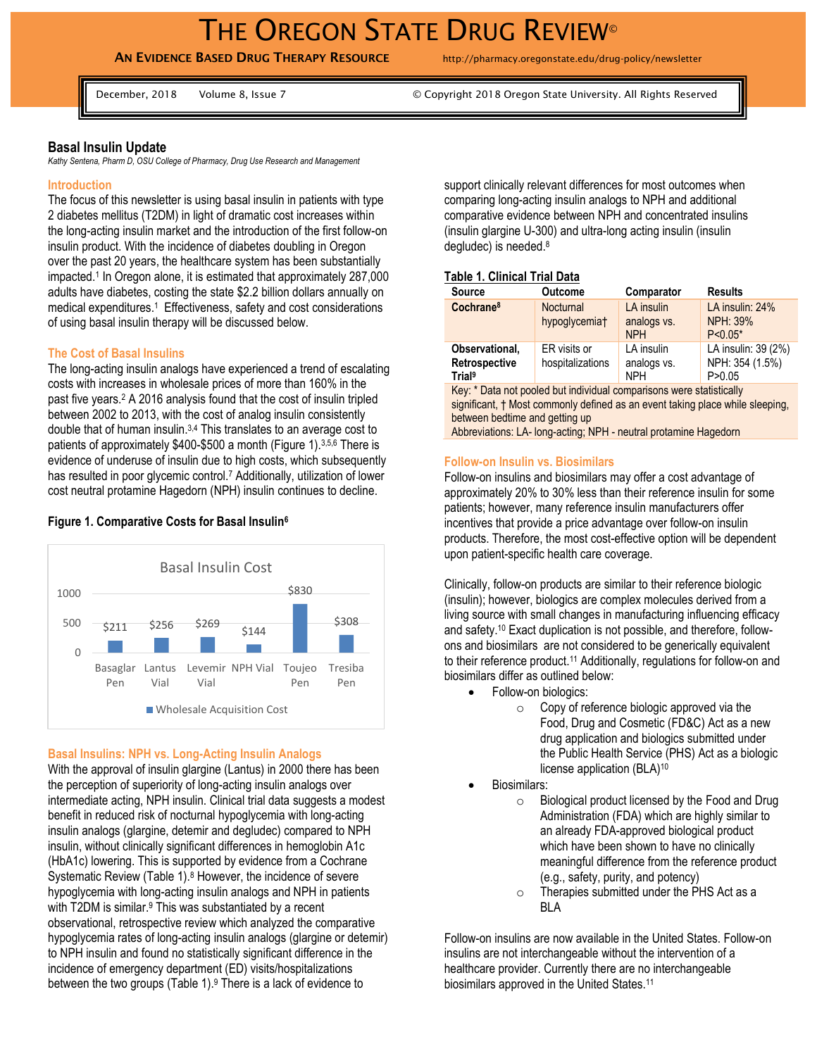# THE OREGON STATE DRUG REVIEW©

**AN EVIDENCE BASED DRUG THERAPY RESOURCE** http://pharmacy.oregonstate.edu/drug-policy/newsletter

December, 2018 Volume 8, Issue 7 © Copyright 2018 Oregon State University. All Rights Reserved

## Basal Insulin Update

*Kathy Sentena, Pharm D, OSU College of Pharmacy, Drug Use Research and Management*

### Introduction

The focus of this newsletter is using basal insulin in patients with type 2 diabetes mellitus (T2DM) in light of dramatic cost increases within the long-acting insulin market and the introduction of the first follow-on insulin product. With the incidence of diabetes doubling in Oregon over the past 20 years, the healthcare system has been substantially impacted.[1] In Oregon alone, it is estimated that approximately 287,000 adults have diabetes, costing the state $2.2 billion dollars annually on medical expenditures.[1] Effectiveness, safety and cost considerations of using basal insulin therapy will be discussed below.

### The Cost of Basal Insulins

The long-acting insulin analogs have experienced a trend of escalating costs with increases in wholesale prices of more than 160% in the past five years.[2] A 2016 analysis found that the cost of insulin tripled between 2002 to 2013, with the cost of analog insulin consistently double that of human insulin.[3,4] This translates to an average cost to patients of approximately $400-$500 a month (Figure 1).[3,5,6] There is evidence of underuse of insulin due to high costs, which subsequently has resulted in poor glycemic control.[7] Additionally, utilization of lower cost neutral protamine Hagedorn (NPH) insulin continues to decline.

**Figure 1. Comparative Costs for Basal Insulin[6]**

Basal Insulin Cost

| | Basaglar Pen | Lantus Vial | Levemir Vial | NPH Vial | Toujeo Pen | Tresiba Pen |
|---|---|---|---|---|---|---|
| Wholesale Acquisition Cost | $211 | $256 | $269 | $144 | $830 | $308 |

### Basal Insulins: NPH vs. Long-Acting Insulin Analogs

With the approval of insulin glargine (Lantus) in 2000 there has been the perception of superiority of long-acting insulin analogs over intermediate acting, NPH insulin. Clinical trial data suggests a modest benefit in reduced risk of nocturnal hypoglycemia with long-acting insulin analogs (glargine, detemir and degludec) compared to NPH insulin, without clinically significant differences in hemoglobin A1c (HbA1c) lowering. This is supported by evidence from a Cochrane Systematic Review (Table 1).[8] However, the incidence of severe hypoglycemia with long-acting insulin analogs and NPH in patients with T2DM is similar.[9] This was substantiated by a recent observational, retrospective review which analyzed the comparative hypoglycemia rates of long-acting insulin analogs (glargine or detemir) to NPH insulin and found no statistically significant difference in the incidence of emergency department (ED) visits/hospitalizations between the two groups (Table 1).[9] There is a lack of evidence to support clinically relevant differences for most outcomes when comparing long-acting insulin analogs to NPH and additional comparative evidence between NPH and concentrated insulins (insulin glargine U-300) and ultra-long acting insulin (insulin degludec) is needed.[8]

**Table 1. Clinical Trial Data**

| Source | Outcome | Comparator | Results |
|---|---|---|---|
| **Cochrane[8]** | Nocturnal hypoglycemia† | LA insulin analogs vs. NPH | LA insulin: 24%<br>NPH: 39%<br>P<0.05* |
| **Observational, Retrospective Trial[9]** | ER visits or hospitalizations | LA insulin analogs vs. NPH | LA insulin: 39 (2%)<br>NPH: 354 (1.5%)<br>P>0.05 |

Key: * Data not pooled but individual comparisons were statistically significant, † Most commonly defined as an event taking place while sleeping, between bedtime and getting up
Abbreviations: LA- long-acting; NPH - neutral protamine Hagedorn

### Follow-on Insulin vs. Biosimilars

Follow-on insulins and biosimilars may offer a cost advantage of approximately 20% to 30% less than their reference insulin for some patients; however, many reference insulin manufacturers offer incentives that provide a price advantage over follow-on insulin products. Therefore, the most cost-effective option will be dependent upon patient-specific health care coverage.

Clinically, follow-on products are similar to their reference biologic (insulin); however, biologics are complex molecules derived from a living source with small changes in manufacturing influencing efficacy and safety.[10] Exact duplication is not possible, and therefore, follow-ons and biosimilars are not considered to be generically equivalent to their reference product.[11] Additionally, regulations for follow-on and biosimilars differ as outlined below:

- Follow-on biologics:
  - Copy of reference biologic approved via the Food, Drug and Cosmetic (FD&C) Act as a new drug application and biologics submitted under the Public Health Service (PHS) Act as a biologic license application (BLA)[10]
- Biosimilars:
  - Biological product licensed by the Food and Drug Administration (FDA) which are highly similar to an already FDA-approved biological product which have been shown to have no clinically meaningful difference from the reference product (e.g., safety, purity, and potency)
  - Therapies submitted under the PHS Act as a BLA

Follow-on insulins are now available in the United States. Follow-on insulins are not interchangeable without the intervention of a healthcare provider. Currently there are no interchangeable biosimilars approved in the United States.[11]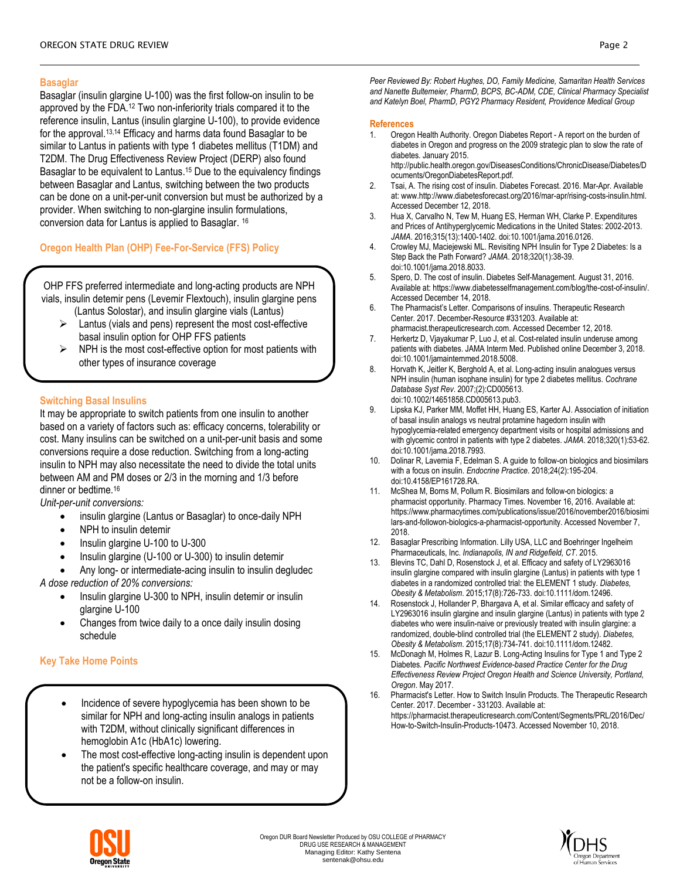## Basaglar

Basaglar (insulin glargine U-100) was the first follow-on insulin to be approved by the FDA.[12] Two non-inferiority trials compared it to the reference insulin, Lantus (insulin glargine U-100), to provide evidence for the approval.[13,14] Efficacy and harms data found Basaglar to be similar to Lantus in patients with type 1 diabetes mellitus (T1DM) and T2DM. The Drug Effectiveness Review Project (DERP) also found Basaglar to be equivalent to Lantus.[15] Due to the equivalency findings between Basaglar and Lantus, switching between the two products can be done on a unit-per-unit conversion but must be authorized by a provider. When switching to non-glargine insulin formulations, conversion data for Lantus is applied to Basaglar. [16]

## Oregon Health Plan (OHP) Fee-For-Service (FFS) Policy

OHP FFS preferred intermediate and long-acting products are NPH vials, insulin detemir pens (Levemir Flextouch), insulin glargine pens (Lantus Solostar), and insulin glargine vials (Lantus)

- Lantus (vials and pens) represent the most cost-effective basal insulin option for OHP FFS patients
- NPH is the most cost-effective option for most patients with other types of insurance coverage

## Switching Basal Insulins

It may be appropriate to switch patients from one insulin to another based on a variety of factors such as: efficacy concerns, tolerability or cost. Many insulins can be switched on a unit-per-unit basis and some conversions require a dose reduction. Switching from a long-acting insulin to NPH may also necessitate the need to divide the total units between AM and PM doses or 2/3 in the morning and 1/3 before dinner or bedtime.[16]

*Unit-per-unit conversions:*

- insulin glargine (Lantus or Basaglar) to once-daily NPH
- NPH to insulin detemir
- Insulin glargine U-100 to U-300
- Insulin glargine (U-100 or U-300) to insulin detemir
- Any long- or intermediate-acing insulin to insulin degludec

*A dose reduction of 20% conversions:*

- Insulin glargine U-300 to NPH, insulin detemir or insulin glargine U-100
- Changes from twice daily to a once daily insulin dosing schedule

## Key Take Home Points

- Incidence of severe hypoglycemia has been shown to be similar for NPH and long-acting insulin analogs in patients with T2DM, without clinically significant differences in hemoglobin A1c (HbA1c) lowering.
- The most cost-effective long-acting insulin is dependent upon the patient's specific healthcare coverage, and may or may not be a follow-on insulin.

*Peer Reviewed By: Robert Hughes, DO, Family Medicine, Samaritan Health Services and Nanette Bultemeier, PharmD, BCPS, BC-ADM, CDE, Clinical Pharmacy Specialist and Katelyn Boel, PharmD, PGY2 Pharmacy Resident, Providence Medical Group*

## References

1. Oregon Health Authority. Oregon Diabetes Report - A report on the burden of diabetes in Oregon and progress on the 2009 strategic plan to slow the rate of diabetes. January 2015. http://public.health.oregon.gov/DiseasesConditions/ChronicDisease/Diabetes/Documents/OregonDiabetesReport.pdf.
2. Tsai, A. The rising cost of insulin. Diabetes Forecast. 2016. Mar-Apr. Available at: www.http://www.diabetesforecast.org/2016/mar-apr/rising-costs-insulin.html. Accessed December 12, 2018.
3. Hua X, Carvalho N, Tew M, Huang ES, Herman WH, Clarke P. Expenditures and Prices of Antihyperglycemic Medications in the United States: 2002-2013. *JAMA*. 2016;315(13):1400-1402. doi:10.1001/jama.2016.0126.
4. Crowley MJ, Maciejewski ML. Revisiting NPH Insulin for Type 2 Diabetes: Is a Step Back the Path Forward? *JAMA*. 2018;320(1):38-39. doi:10.1001/jama.2018.8033.
5. Spero, D. The cost of insulin. Diabetes Self-Management. August 31, 2016. Available at: https://www.diabetesselfmanagement.com/blog/the-cost-of-insulin/. Accessed December 14, 2018.
6. The Pharmacist's Letter. Comparisons of insulins. Therapeutic Research Center. 2017. December-Resource #331203. Available at: pharmacist.therapeuticresearch.com. Accessed December 12, 2018.
7. Herkertz O, Vjayakumar P, Luo J, et al. Cost-related insulin underuse among patients with diabetes. JAMA Interm Med. Published online December 3, 2018. doi:10.1001/jamaintermmed.2018.5008.
8. Horvath K, Jeitler K, Berghold A, et al. Long-acting insulin analogues versus NPH insulin (human isophane insulin) for type 2 diabetes mellitus. *Cochrane Database Syst Rev*. 2007;(2):CD005613. doi:10.1002/14651858.CD005613.pub3.
9. Lipska KJ, Parker MM, Moffet HH, Huang ES, Karter AJ. Association of initiation of basal insulin analogs vs neutral protamine hagedorn insulin with hypoglycemia-related emergency department visits or hospital admissions and with glycemic control in patients with type 2 diabetes. *JAMA*. 2018;320(1):53-62. doi:10.1001/jama.2018.7993.
10. Dolinar R, Lavernia F, Edelman S. A guide to follow-on biologics and biosimilars with a focus on insulin. *Endocrine Practice*. 2018;24(2):195-204. doi:10.4158/EP161728.RA.
11. McShea M, Borns M, Pollum R. Biosimilars and follow-on biologics: a pharmacist opportunity. Pharmacy Times. November 16, 2016. Available at: https://www.pharmacytimes.com/publications/issue/2016/november2016/biosimilars-and-followon-biologics-a-pharmacist-opportunity. Accessed November 7, 2018.
12. Basaglar Prescribing Information. Lilly USA, LLC and Boehringer Ingelheim Pharmaceuticals, Inc. *Indianapolis, IN and Ridgefield, CT*. 2015.
13. Blevins TC, Dahl D, Rosenstock J, et al. Efficacy and safety of LY2963016 insulin glargine compared with insulin glargine (Lantus) in patients with type 1 diabetes in a randomized controlled trial: the ELEMENT 1 study. *Diabetes, Obesity & Metabolism*. 2015;17(8):726-733. doi:10.1111/dom.12496.
14. Rosenstock J, Hollander P, Bhargava A, et al. Similar efficacy and safety of LY2963016 insulin glargine and insulin glargine (Lantus) in patients with type 2 diabetes who were insulin-naive or previously treated with insulin glargine: a randomized, double-blind controlled trial (the ELEMENT 2 study). *Diabetes, Obesity & Metabolism*. 2015;17(8):734-741. doi:10.1111/dom.12482.
15. McDonagh M, Holmes R, Lazur B. Long-Acting Insulins for Type 1 and Type 2 Diabetes. *Pacific Northwest Evidence-based Practice Center for the Drug Effectiveness Review Project Oregon Health and Science University, Portland, Oregon*. May 2017.
16. Pharmacist's Letter. How to Switch Insulin Products. The Therapeutic Research Center. 2017. December - 331203. Available at: https://pharmacist.therapeuticresearch.com/Content/Segments/PRL/2016/Dec/How-to-Switch-Insulin-Products-10473. Accessed November 10, 2018.

Oregon DUR Board Newsletter Produced by OSU COLLEGE of PHARMACY DRUG USE RESEARCH & MANAGEMENT
Managing Editor: Kathy Sentena
sentenak@ohsu.edu